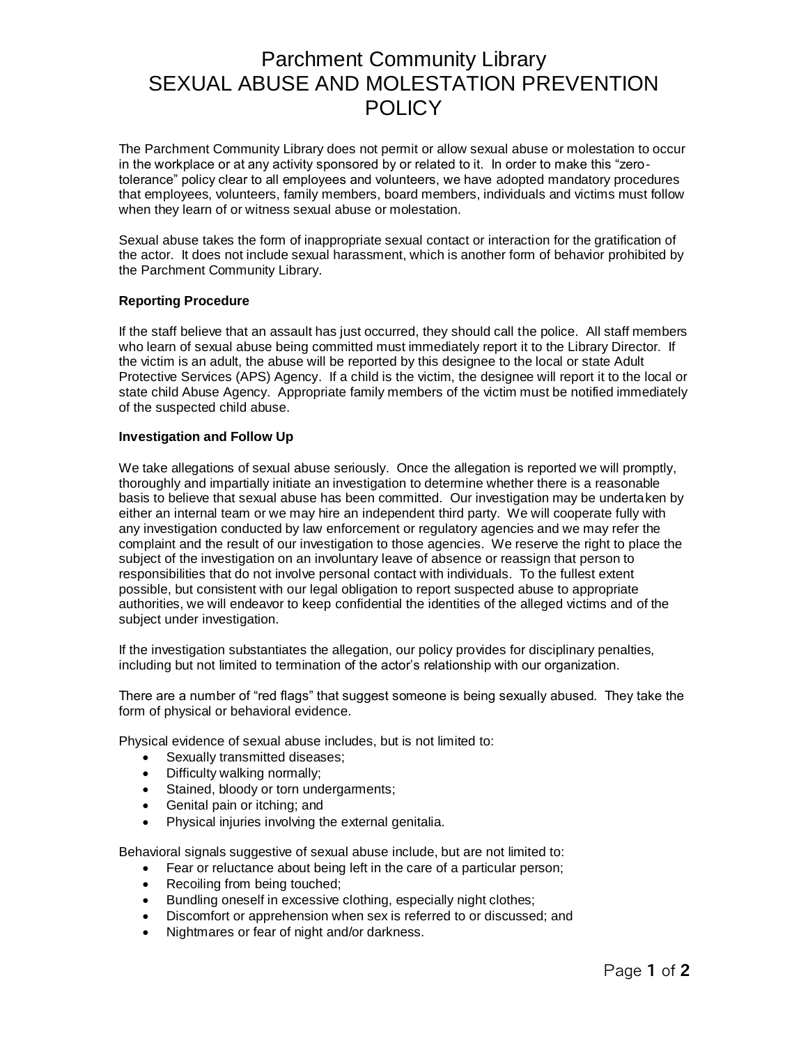# Parchment Community Library
# SEXUAL ABUSE AND MOLESTATION PREVENTION POLICY

The Parchment Community Library does not permit or allow sexual abuse or molestation to occur in the workplace or at any activity sponsored by or related to it. In order to make this "zero-tolerance" policy clear to all employees and volunteers, we have adopted mandatory procedures that employees, volunteers, family members, board members, individuals and victims must follow when they learn of or witness sexual abuse or molestation.

Sexual abuse takes the form of inappropriate sexual contact or interaction for the gratification of the actor. It does not include sexual harassment, which is another form of behavior prohibited by the Parchment Community Library.

**Reporting Procedure**

If the staff believe that an assault has just occurred, they should call the police. All staff members who learn of sexual abuse being committed must immediately report it to the Library Director. If the victim is an adult, the abuse will be reported by this designee to the local or state Adult Protective Services (APS) Agency. If a child is the victim, the designee will report it to the local or state child Abuse Agency. Appropriate family members of the victim must be notified immediately of the suspected child abuse.

**Investigation and Follow Up**

We take allegations of sexual abuse seriously. Once the allegation is reported we will promptly, thoroughly and impartially initiate an investigation to determine whether there is a reasonable basis to believe that sexual abuse has been committed. Our investigation may be undertaken by either an internal team or we may hire an independent third party. We will cooperate fully with any investigation conducted by law enforcement or regulatory agencies and we may refer the complaint and the result of our investigation to those agencies. We reserve the right to place the subject of the investigation on an involuntary leave of absence or reassign that person to responsibilities that do not involve personal contact with individuals. To the fullest extent possible, but consistent with our legal obligation to report suspected abuse to appropriate authorities, we will endeavor to keep confidential the identities of the alleged victims and of the subject under investigation.

If the investigation substantiates the allegation, our policy provides for disciplinary penalties, including but not limited to termination of the actor's relationship with our organization.

There are a number of "red flags" that suggest someone is being sexually abused. They take the form of physical or behavioral evidence.

Physical evidence of sexual abuse includes, but is not limited to:

- Sexually transmitted diseases;
- Difficulty walking normally;
- Stained, bloody or torn undergarments;
- Genital pain or itching; and
- Physical injuries involving the external genitalia.

Behavioral signals suggestive of sexual abuse include, but are not limited to:

- Fear or reluctance about being left in the care of a particular person;
- Recoiling from being touched;
- Bundling oneself in excessive clothing, especially night clothes;
- Discomfort or apprehension when sex is referred to or discussed; and
- Nightmares or fear of night and/or darkness.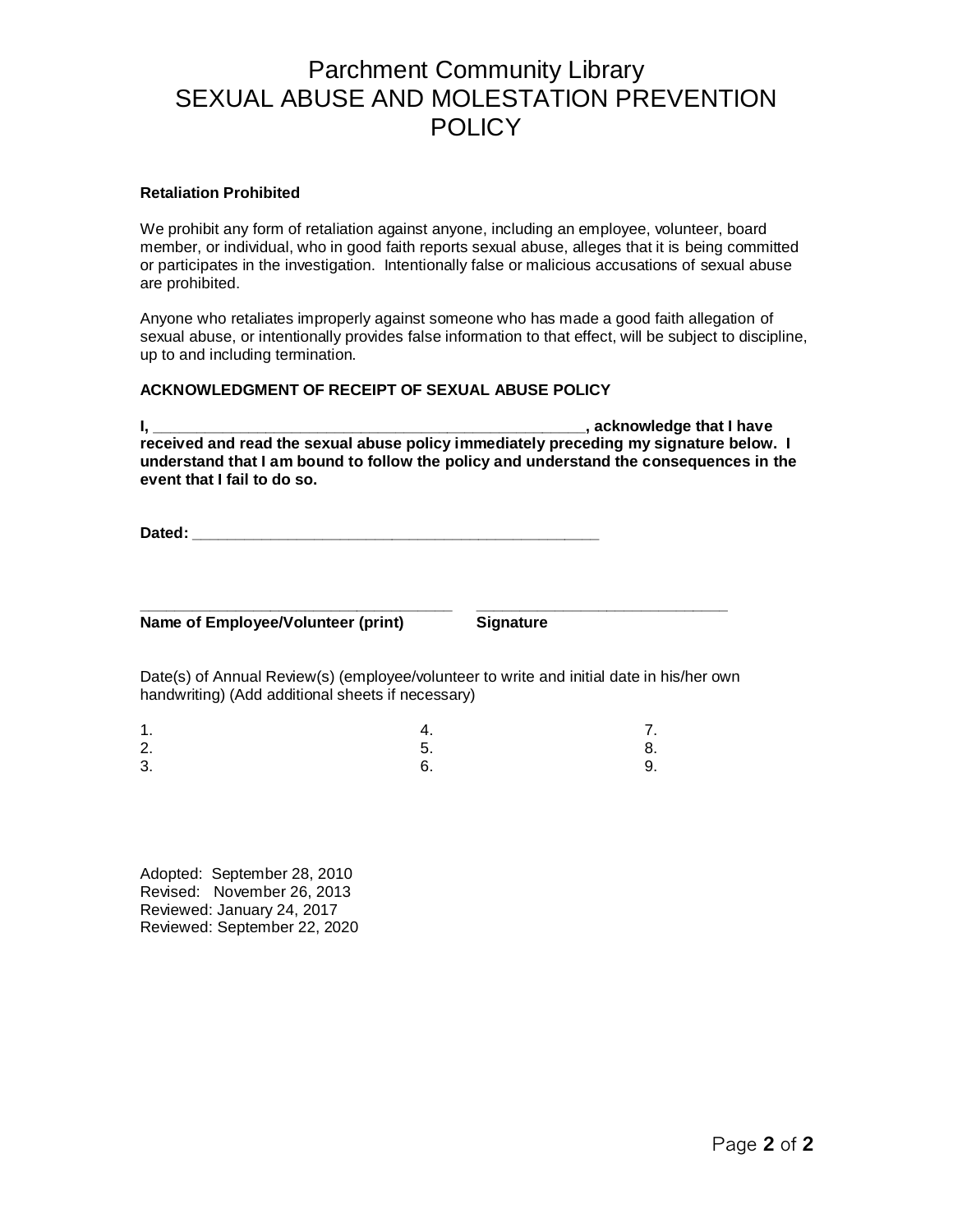# Parchment Community Library
# SEXUAL ABUSE AND MOLESTATION PREVENTION POLICY

**Retaliation Prohibited**

We prohibit any form of retaliation against anyone, including an employee, volunteer, board member, or individual, who in good faith reports sexual abuse, alleges that it is being committed or participates in the investigation. Intentionally false or malicious accusations of sexual abuse are prohibited.

Anyone who retaliates improperly against someone who has made a good faith allegation of sexual abuse, or intentionally provides false information to that effect, will be subject to discipline, up to and including termination.

**ACKNOWLEDGMENT OF RECEIPT OF SEXUAL ABUSE POLICY**

**I, ________________________________________________, acknowledge that I have received and read the sexual abuse policy immediately preceding my signature below. I understand that I am bound to follow the policy and understand the consequences in the event that I fail to do so.**

**Dated: _____________________________________________**

**___________________________________ ___________________________**

**Name of Employee/Volunteer (print)  Signature**

Date(s) of Annual Review(s) (employee/volunteer to write and initial date in his/her own handwriting) (Add additional sheets if necessary)

| | | |
|---|---|---|
| 1. | 4. | 7. |
| 2. | 5. | 8. |
| 3. | 6. | 9. |

Adopted: September 28, 2010
Revised: November 26, 2013
Reviewed: January 24, 2017
Reviewed: September 22, 2020